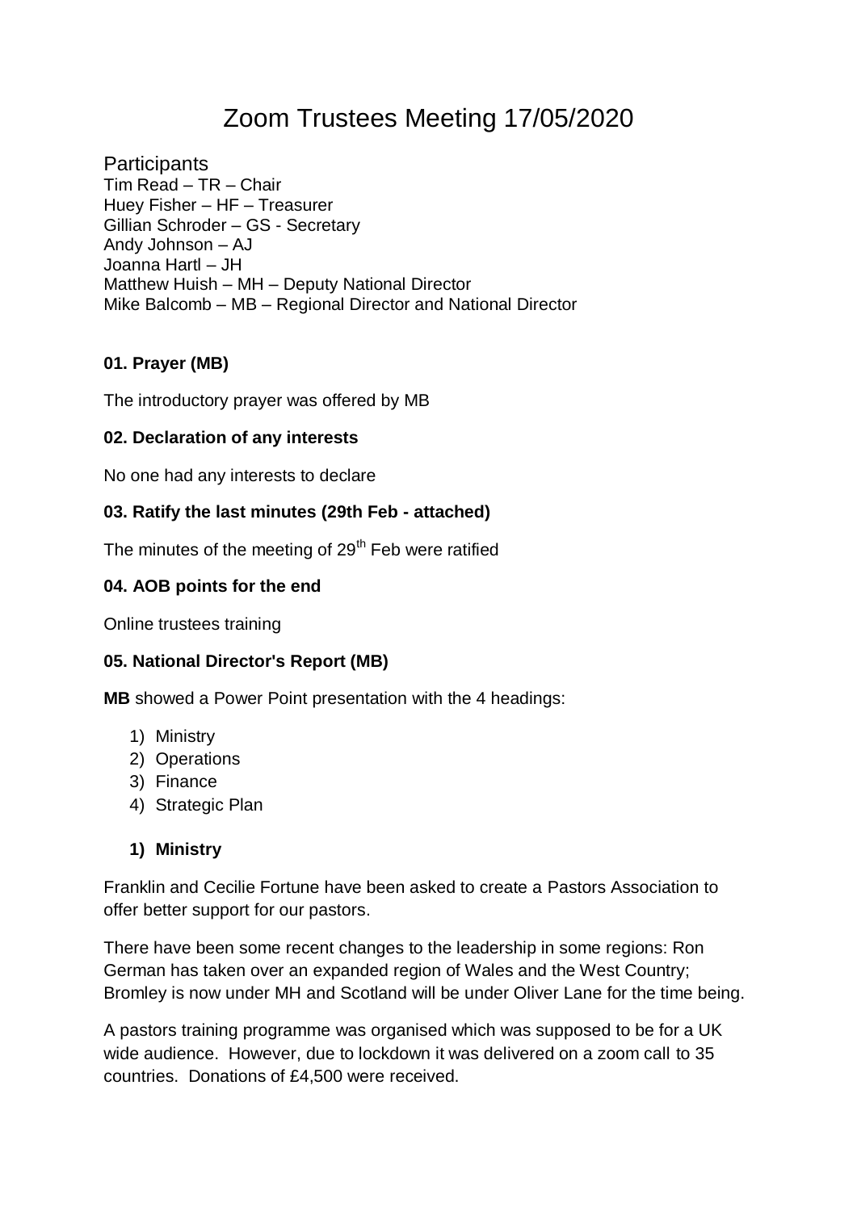# Zoom Trustees Meeting 17/05/2020

## Participants

Tim Read – TR – Chair
Huey Fisher – HF – Treasurer
Gillian Schroder – GS - Secretary
Andy Johnson – AJ
Joanna Hartl – JH
Matthew Huish – MH – Deputy National Director
Mike Balcomb – MB – Regional Director and National Director

**01. Prayer (MB)**

The introductory prayer was offered by MB

**02. Declaration of any interests**

No one had any interests to declare

**03. Ratify the last minutes (29th Feb - attached)**

The minutes of the meeting of 29th Feb were ratified

**04. AOB points for the end**

Online trustees training

**05. National Director's Report (MB)**

**MB** showed a Power Point presentation with the 4 headings:

1) Ministry
2) Operations
3) Finance
4) Strategic Plan

**1) Ministry**

Franklin and Cecilie Fortune have been asked to create a Pastors Association to offer better support for our pastors.

There have been some recent changes to the leadership in some regions: Ron German has taken over an expanded region of Wales and the West Country; Bromley is now under MH and Scotland will be under Oliver Lane for the time being.

A pastors training programme was organised which was supposed to be for a UK wide audience. However, due to lockdown it was delivered on a zoom call to 35 countries. Donations of £4,500 were received.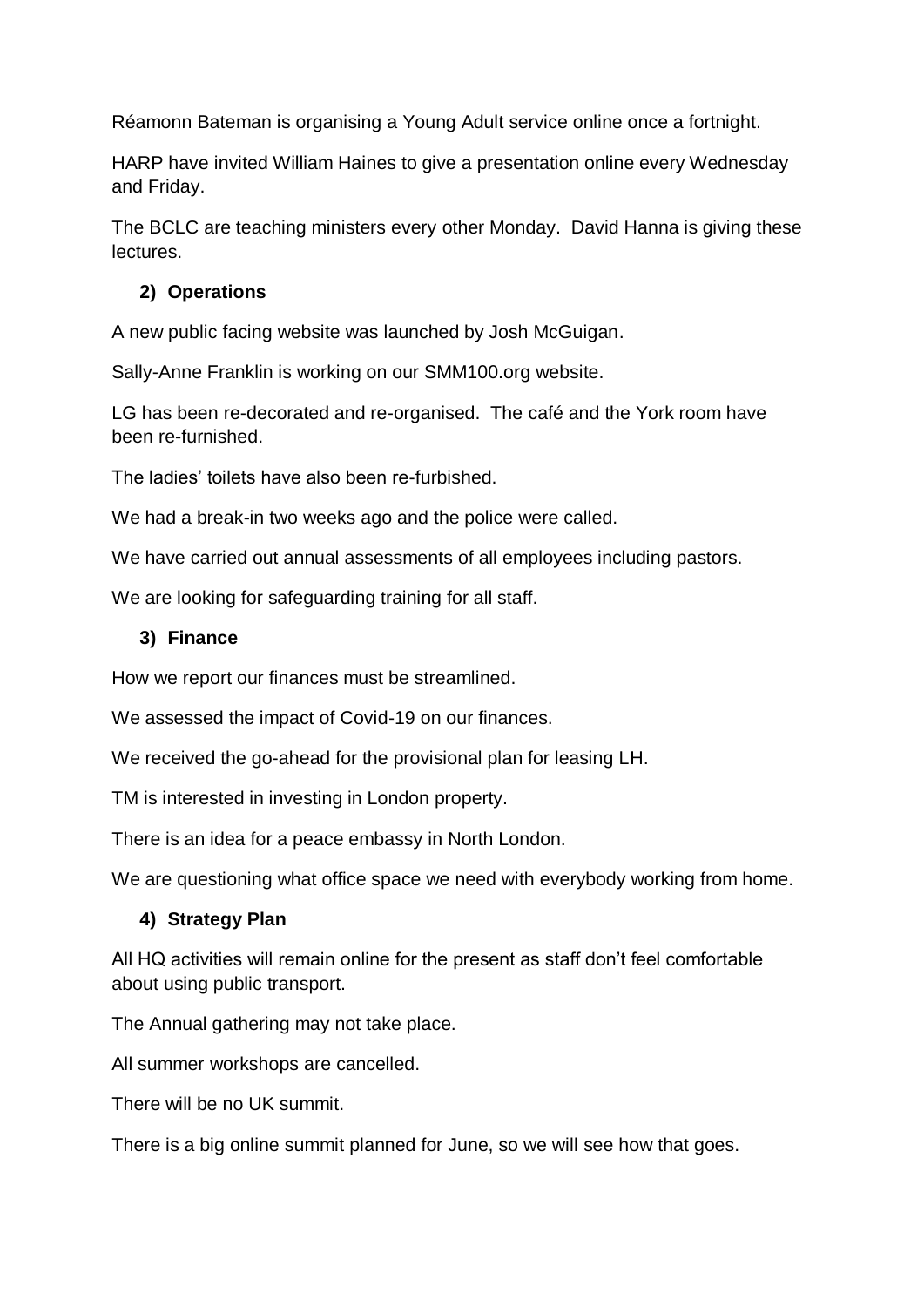Réamonn Bateman is organising a Young Adult service online once a fortnight.

HARP have invited William Haines to give a presentation online every Wednesday and Friday.

The BCLC are teaching ministers every other Monday. David Hanna is giving these lectures.

## 2) Operations

A new public facing website was launched by Josh McGuigan.

Sally-Anne Franklin is working on our SMM100.org website.

LG has been re-decorated and re-organised. The café and the York room have been re-furnished.

The ladies' toilets have also been re-furbished.

We had a break-in two weeks ago and the police were called.

We have carried out annual assessments of all employees including pastors.

We are looking for safeguarding training for all staff.

## 3) Finance

How we report our finances must be streamlined.

We assessed the impact of Covid-19 on our finances.

We received the go-ahead for the provisional plan for leasing LH.

TM is interested in investing in London property.

There is an idea for a peace embassy in North London.

We are questioning what office space we need with everybody working from home.

## 4) Strategy Plan

All HQ activities will remain online for the present as staff don't feel comfortable about using public transport.

The Annual gathering may not take place.

All summer workshops are cancelled.

There will be no UK summit.

There is a big online summit planned for June, so we will see how that goes.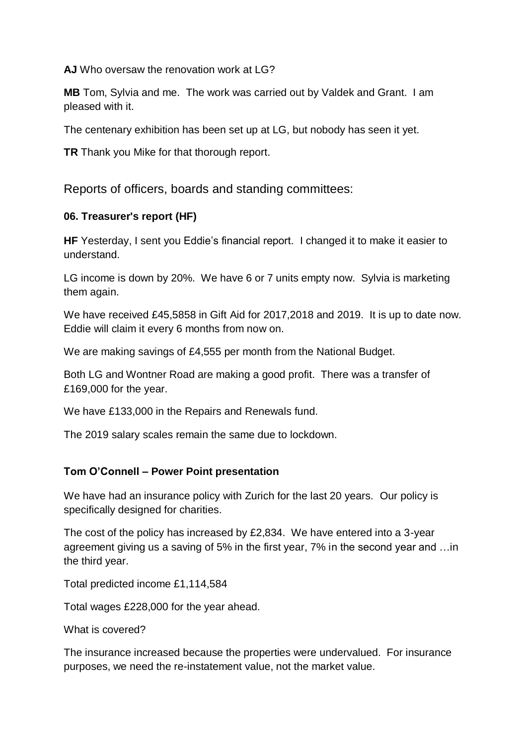**AJ** Who oversaw the renovation work at LG?

**MB** Tom, Sylvia and me. The work was carried out by Valdek and Grant. I am pleased with it.

The centenary exhibition has been set up at LG, but nobody has seen it yet.

**TR** Thank you Mike for that thorough report.

## Reports of officers, boards and standing committees:

### 06. Treasurer's report (HF)

**HF** Yesterday, I sent you Eddie's financial report. I changed it to make it easier to understand.

LG income is down by 20%. We have 6 or 7 units empty now. Sylvia is marketing them again.

We have received £45,5858 in Gift Aid for 2017,2018 and 2019. It is up to date now. Eddie will claim it every 6 months from now on.

We are making savings of £4,555 per month from the National Budget.

Both LG and Wontner Road are making a good profit. There was a transfer of £169,000 for the year.

We have £133,000 in the Repairs and Renewals fund.

The 2019 salary scales remain the same due to lockdown.

### Tom O'Connell – Power Point presentation

We have had an insurance policy with Zurich for the last 20 years. Our policy is specifically designed for charities.

The cost of the policy has increased by £2,834. We have entered into a 3-year agreement giving us a saving of 5% in the first year, 7% in the second year and …in the third year.

Total predicted income £1,114,584

Total wages £228,000 for the year ahead.

What is covered?

The insurance increased because the properties were undervalued. For insurance purposes, we need the re-instatement value, not the market value.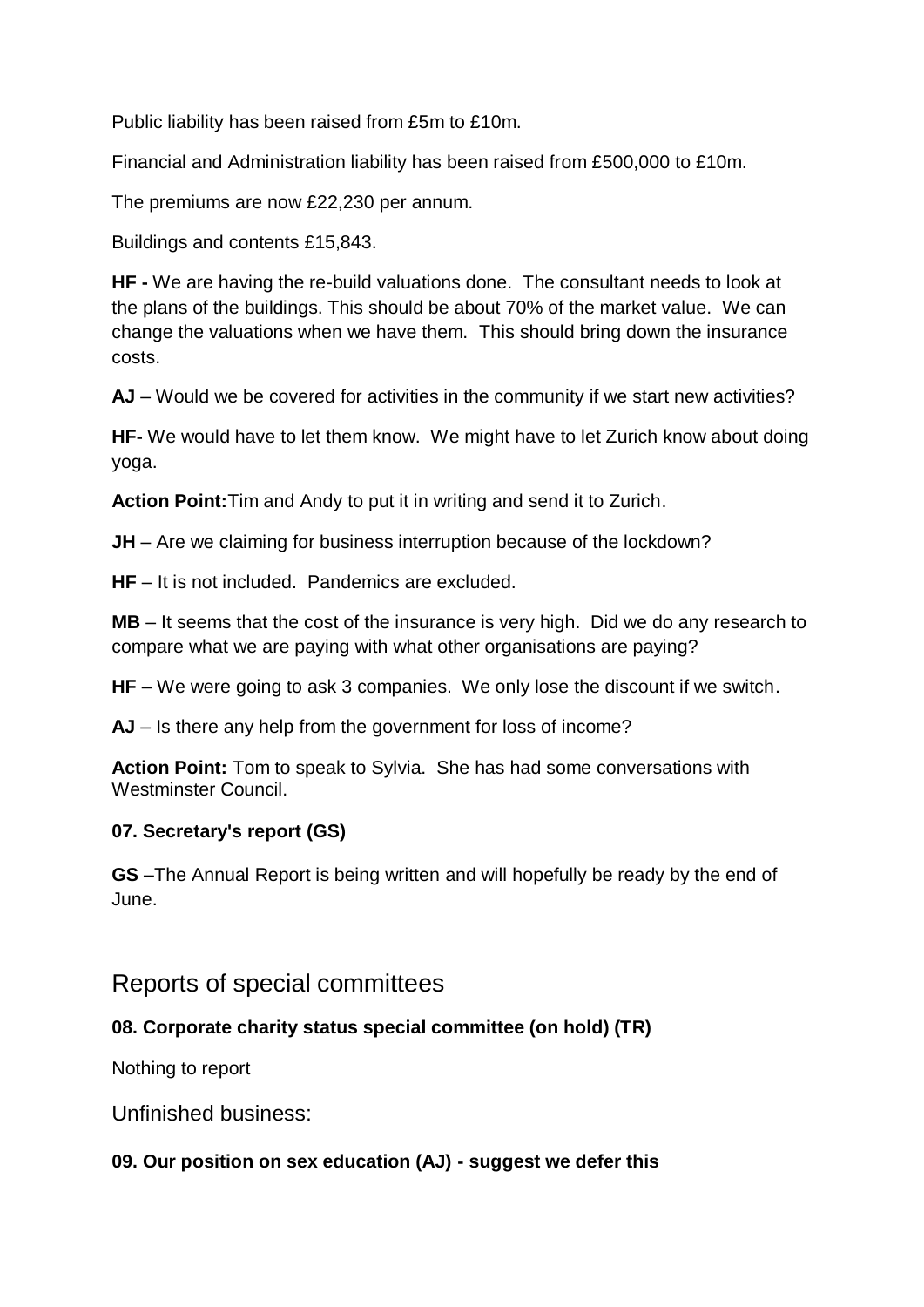Public liability has been raised from £5m to £10m.

Financial and Administration liability has been raised from £500,000 to £10m.

The premiums are now £22,230 per annum.

Buildings and contents £15,843.

**HF -** We are having the re-build valuations done. The consultant needs to look at the plans of the buildings. This should be about 70% of the market value. We can change the valuations when we have them. This should bring down the insurance costs.

**AJ** – Would we be covered for activities in the community if we start new activities?

**HF-** We would have to let them know. We might have to let Zurich know about doing yoga.

**Action Point:**Tim and Andy to put it in writing and send it to Zurich.

**JH** – Are we claiming for business interruption because of the lockdown?

**HF** – It is not included. Pandemics are excluded.

**MB** – It seems that the cost of the insurance is very high. Did we do any research to compare what we are paying with what other organisations are paying?

**HF** – We were going to ask 3 companies. We only lose the discount if we switch.

**AJ** – Is there any help from the government for loss of income?

**Action Point:** Tom to speak to Sylvia. She has had some conversations with Westminster Council.

**07. Secretary's report (GS)**

**GS** –The Annual Report is being written and will hopefully be ready by the end of June.

## Reports of special committees

**08. Corporate charity status special committee (on hold) (TR)**

Nothing to report

Unfinished business:

**09. Our position on sex education (AJ) - suggest we defer this**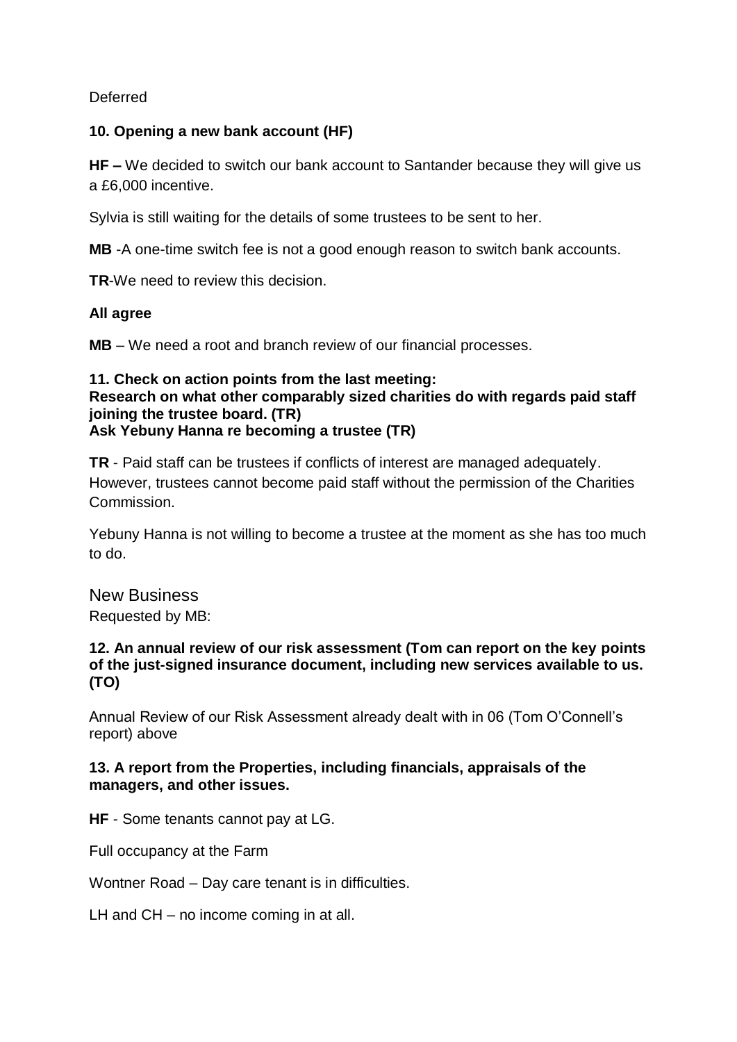Deferred

**10. Opening a new bank account (HF)**

**HF –** We decided to switch our bank account to Santander because they will give us a £6,000 incentive.

Sylvia is still waiting for the details of some trustees to be sent to her.

**MB** -A one-time switch fee is not a good enough reason to switch bank accounts.

**TR**-We need to review this decision.

**All agree**

**MB** – We need a root and branch review of our financial processes.

**11. Check on action points from the last meeting:**
**Research on what other comparably sized charities do with regards paid staff joining the trustee board. (TR)**
**Ask Yebuny Hanna re becoming a trustee (TR)**

**TR** - Paid staff can be trustees if conflicts of interest are managed adequately. However, trustees cannot become paid staff without the permission of the Charities Commission.

Yebuny Hanna is not willing to become a trustee at the moment as she has too much to do.

## New Business

Requested by MB:

**12. An annual review of our risk assessment (Tom can report on the key points of the just-signed insurance document, including new services available to us. (TO)**

Annual Review of our Risk Assessment already dealt with in 06 (Tom O'Connell's report) above

**13. A report from the Properties, including financials, appraisals of the managers, and other issues.**

**HF** - Some tenants cannot pay at LG.

Full occupancy at the Farm

Wontner Road – Day care tenant is in difficulties.

LH and CH – no income coming in at all.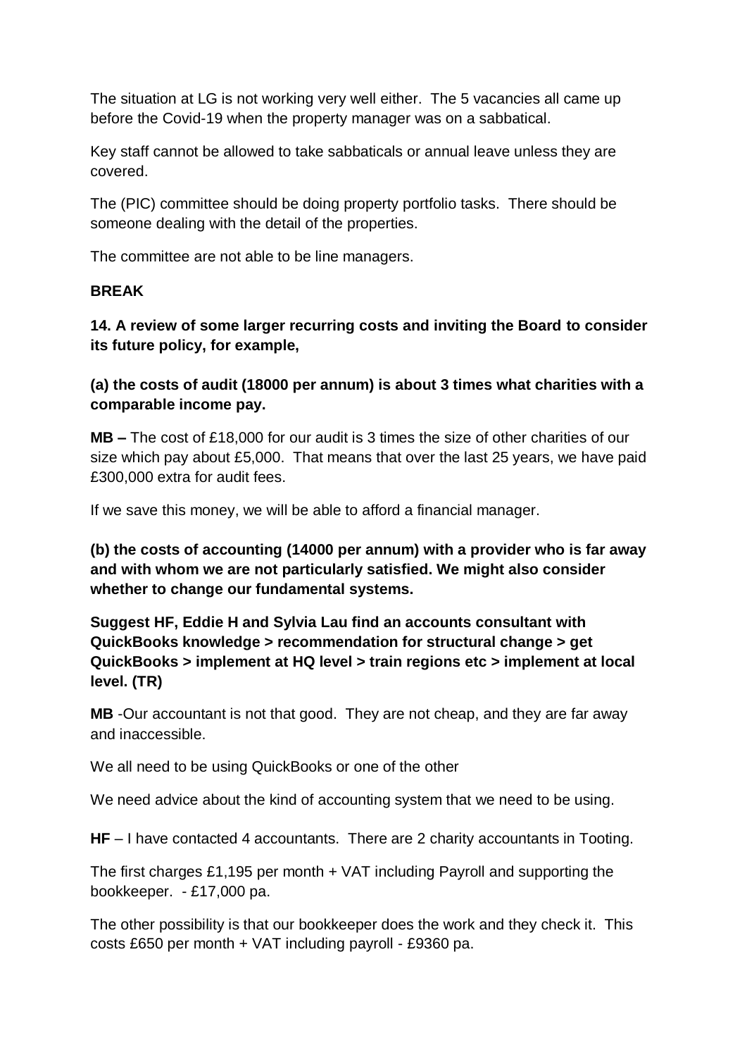The situation at LG is not working very well either. The 5 vacancies all came up before the Covid-19 when the property manager was on a sabbatical.

Key staff cannot be allowed to take sabbaticals or annual leave unless they are covered.

The (PIC) committee should be doing property portfolio tasks. There should be someone dealing with the detail of the properties.

The committee are not able to be line managers.

**BREAK**

**14. A review of some larger recurring costs and inviting the Board to consider its future policy, for example,**

**(a) the costs of audit (18000 per annum) is about 3 times what charities with a comparable income pay.**

**MB –** The cost of £18,000 for our audit is 3 times the size of other charities of our size which pay about £5,000. That means that over the last 25 years, we have paid £300,000 extra for audit fees.

If we save this money, we will be able to afford a financial manager.

**(b) the costs of accounting (14000 per annum) with a provider who is far away and with whom we are not particularly satisfied. We might also consider whether to change our fundamental systems.**

**Suggest HF, Eddie H and Sylvia Lau find an accounts consultant with QuickBooks knowledge > recommendation for structural change > get QuickBooks > implement at HQ level > train regions etc > implement at local level. (TR)**

**MB** -Our accountant is not that good. They are not cheap, and they are far away and inaccessible.

We all need to be using QuickBooks or one of the other

We need advice about the kind of accounting system that we need to be using.

**HF** – I have contacted 4 accountants. There are 2 charity accountants in Tooting.

The first charges £1,195 per month + VAT including Payroll and supporting the bookkeeper. - £17,000 pa.

The other possibility is that our bookkeeper does the work and they check it. This costs £650 per month + VAT including payroll - £9360 pa.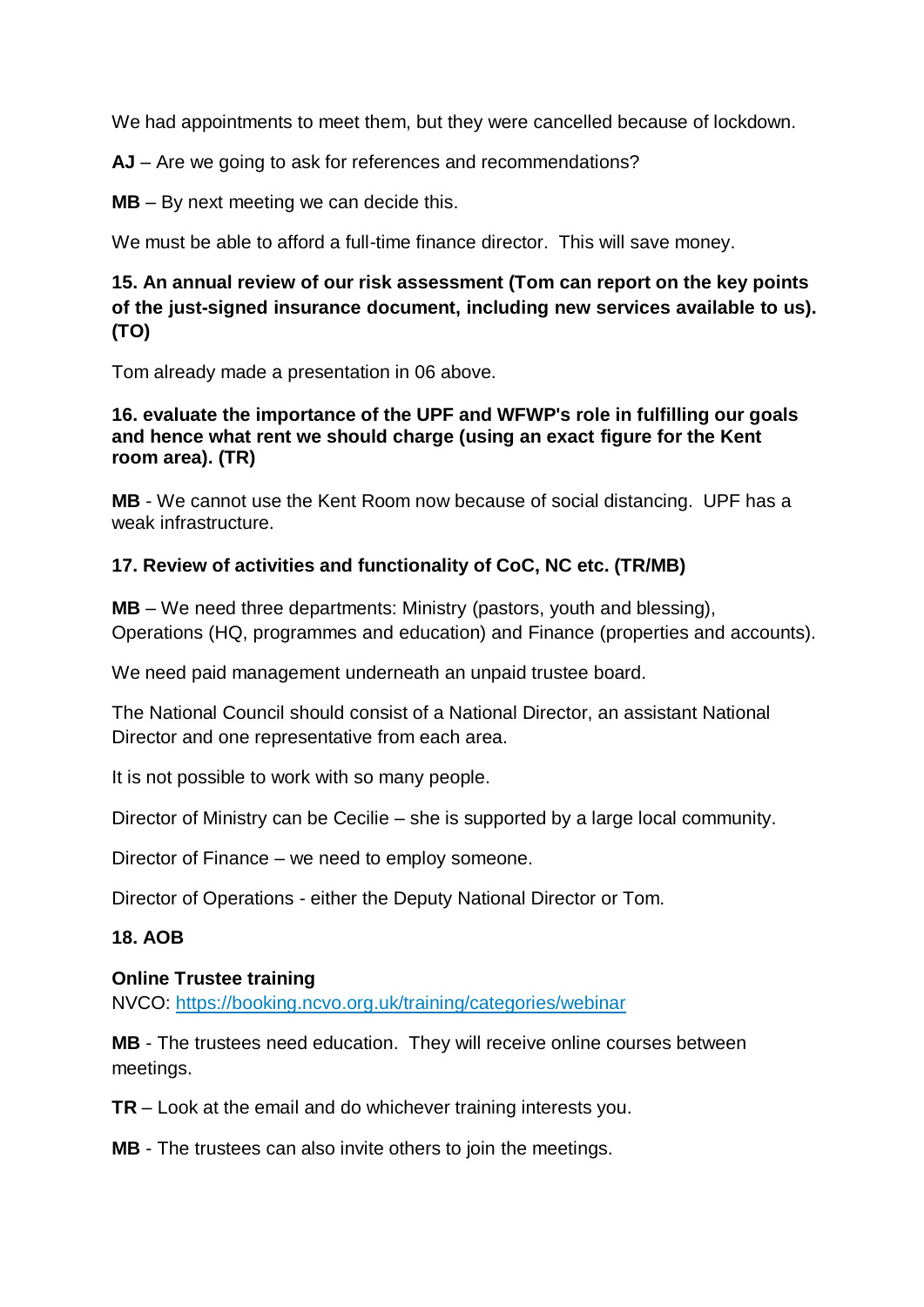We had appointments to meet them, but they were cancelled because of lockdown.

**AJ** – Are we going to ask for references and recommendations?

**MB** – By next meeting we can decide this.

We must be able to afford a full-time finance director. This will save money.

**15. An annual review of our risk assessment (Tom can report on the key points of the just-signed insurance document, including new services available to us). (TO)**

Tom already made a presentation in 06 above.

**16. evaluate the importance of the UPF and WFWP's role in fulfilling our goals and hence what rent we should charge (using an exact figure for the Kent room area). (TR)**

**MB** - We cannot use the Kent Room now because of social distancing. UPF has a weak infrastructure.

**17. Review of activities and functionality of CoC, NC etc. (TR/MB)**

**MB** – We need three departments: Ministry (pastors, youth and blessing), Operations (HQ, programmes and education) and Finance (properties and accounts).

We need paid management underneath an unpaid trustee board.

The National Council should consist of a National Director, an assistant National Director and one representative from each area.

It is not possible to work with so many people.

Director of Ministry can be Cecilie – she is supported by a large local community.

Director of Finance – we need to employ someone.

Director of Operations - either the Deputy National Director or Tom.

**18. AOB**

**Online Trustee training**
NVCO: [https://booking.ncvo.org.uk/training/categories/webinar](https://booking.ncvo.org.uk/training/categories/webinar)

**MB** - The trustees need education. They will receive online courses between meetings.

**TR** – Look at the email and do whichever training interests you.

**MB** - The trustees can also invite others to join the meetings.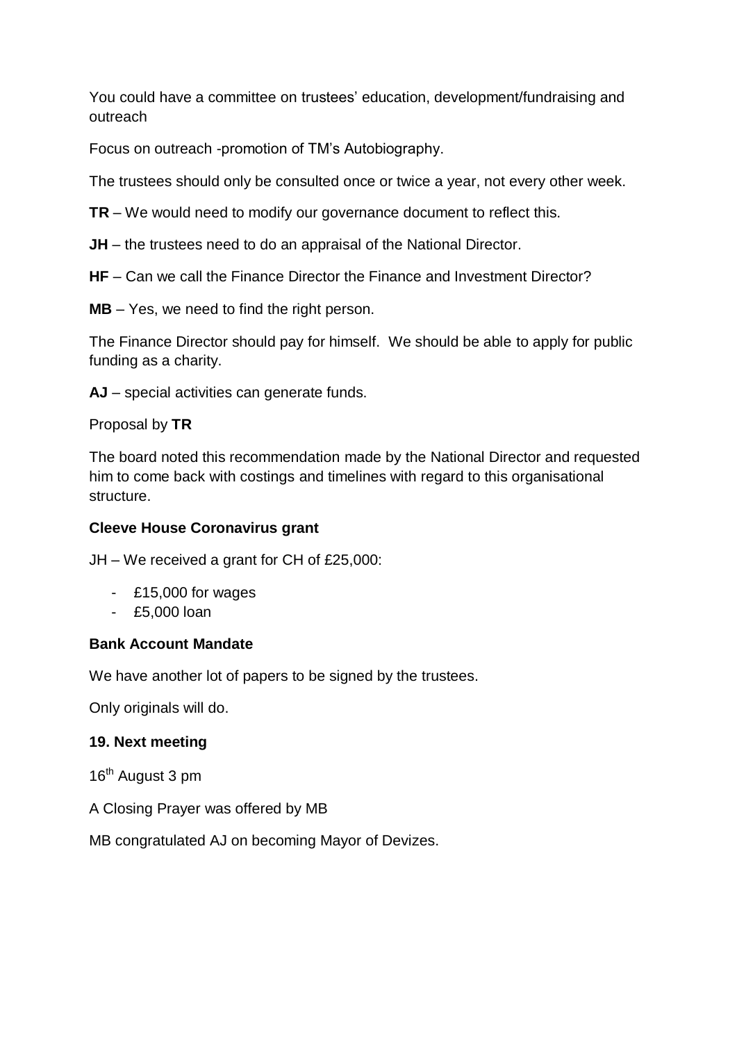You could have a committee on trustees' education, development/fundraising and outreach

Focus on outreach -promotion of TM's Autobiography.

The trustees should only be consulted once or twice a year, not every other week.

**TR** – We would need to modify our governance document to reflect this.

**JH** – the trustees need to do an appraisal of the National Director.

**HF** – Can we call the Finance Director the Finance and Investment Director?

**MB** – Yes, we need to find the right person.

The Finance Director should pay for himself. We should be able to apply for public funding as a charity.

**AJ** – special activities can generate funds.

Proposal by **TR**

The board noted this recommendation made by the National Director and requested him to come back with costings and timelines with regard to this organisational structure.

**Cleeve House Coronavirus grant**

JH – We received a grant for CH of £25,000:

- £15,000 for wages
- £5,000 loan

**Bank Account Mandate**

We have another lot of papers to be signed by the trustees.

Only originals will do.

**19. Next meeting**

16th August 3 pm

A Closing Prayer was offered by MB

MB congratulated AJ on becoming Mayor of Devizes.